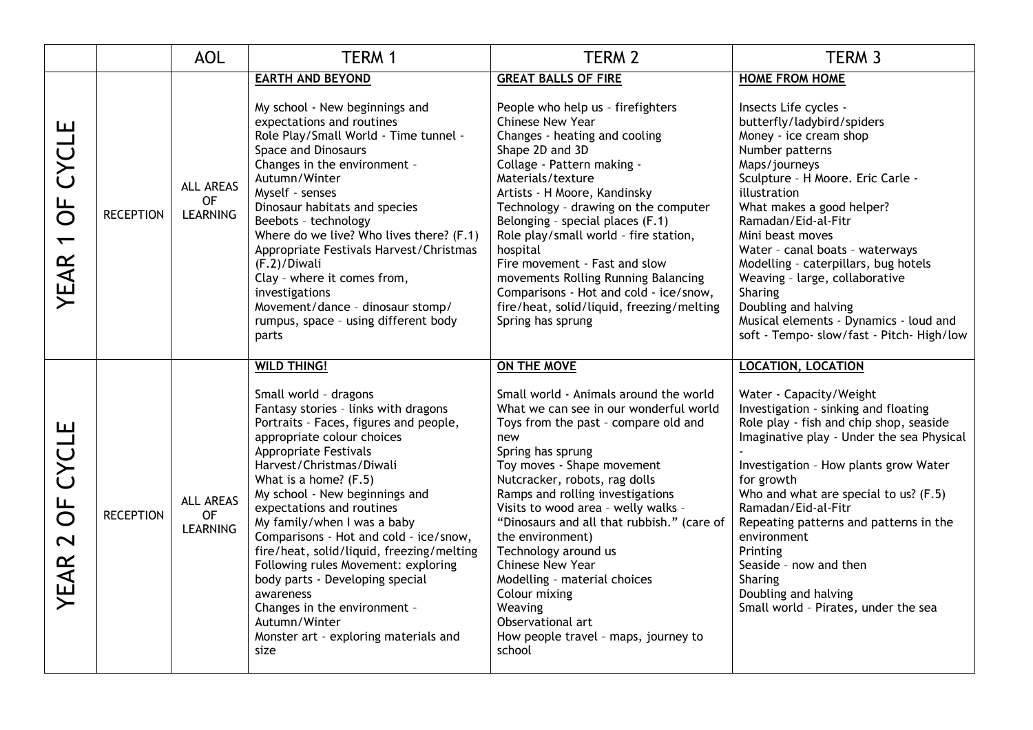| | | AOL | TERM 1 | TERM 2 | TERM 3 |
|---|---|---|---|---|---|
| YEAR 1 OF CYCLE | RECEPTION | ALL AREAS OF LEARNING | **EARTH AND BEYOND**<br><br>My school - New beginnings and expectations and routines<br>Role Play/Small World - Time tunnel - Space and Dinosaurs<br>Changes in the environment – Autumn/Winter<br>Myself - senses<br>Dinosaur habitats and species<br>Beebots - technology<br>Where do we live? Who lives there? (F.1)<br>Appropriate Festivals Harvest/Christmas (F.2)/Diwali<br>Clay – where it comes from, investigations<br>Movement/dance - dinosaur stomp/ rumpus, space – using different body parts | **GREAT BALLS OF FIRE**<br><br>People who help us – firefighters<br>Chinese New Year<br>Changes - heating and cooling<br>Shape 2D and 3D<br>Collage - Pattern making - Materials/texture<br>Artists - H Moore, Kandinsky<br>Technology – drawing on the computer<br>Belonging – special places (F.1)<br>Role play/small world – fire station, hospital<br>Fire movement - Fast and slow movements Rolling Running Balancing<br>Comparisons - Hot and cold - ice/snow, fire/heat, solid/liquid, freezing/melting<br>Spring has sprung | **HOME FROM HOME**<br><br>Insects Life cycles - butterfly/ladybird/spiders<br>Money - ice cream shop<br>Number patterns<br>Maps/journeys<br>Sculpture – H Moore. Eric Carle - illustration<br>What makes a good helper?<br>Ramadan/Eid-al-Fitr<br>Mini beast moves<br>Water - canal boats - waterways<br>Modelling – caterpillars, bug hotels<br>Weaving - large, collaborative<br>Sharing<br>Doubling and halving<br>Musical elements - Dynamics - loud and soft - Tempo- slow/fast - Pitch- High/low |
| YEAR 2 OF CYCLE | RECEPTION | ALL AREAS OF LEARNING | **WILD THING!**<br><br>Small world – dragons<br>Fantasy stories – links with dragons<br>Portraits – Faces, figures and people, appropriate colour choices<br>Appropriate Festivals Harvest/Christmas/Diwali<br>What is a home? (F.5)<br>My school - New beginnings and expectations and routines<br>My family/when I was a baby<br>Comparisons - Hot and cold - ice/snow, fire/heat, solid/liquid, freezing/melting<br>Following rules Movement: exploring body parts - Developing special awareness<br>Changes in the environment – Autumn/Winter<br>Monster art – exploring materials and size | **ON THE MOVE**<br><br>Small world - Animals around the world<br>What we can see in our wonderful world<br>Toys from the past – compare old and new<br>Spring has sprung<br>Toy moves - Shape movement<br>Nutcracker, robots, rag dolls<br>Ramps and rolling investigations<br>Visits to wood area – welly walks – "Dinosaurs and all that rubbish." (care of the environment)<br>Technology around us<br>Chinese New Year<br>Modelling – material choices<br>Colour mixing<br>Weaving<br>Observational art<br>How people travel – maps, journey to school | **LOCATION, LOCATION**<br><br>Water - Capacity/Weight<br>Investigation - sinking and floating<br>Role play - fish and chip shop, seaside<br>Imaginative play - Under the sea Physical -<br>Investigation – How plants grow Water for growth<br>Who and what are special to us? (F.5)<br>Ramadan/Eid-al-Fitr<br>Repeating patterns and patterns in the environment<br>Printing<br>Seaside – now and then<br>Sharing<br>Doubling and halving<br>Small world – Pirates, under the sea |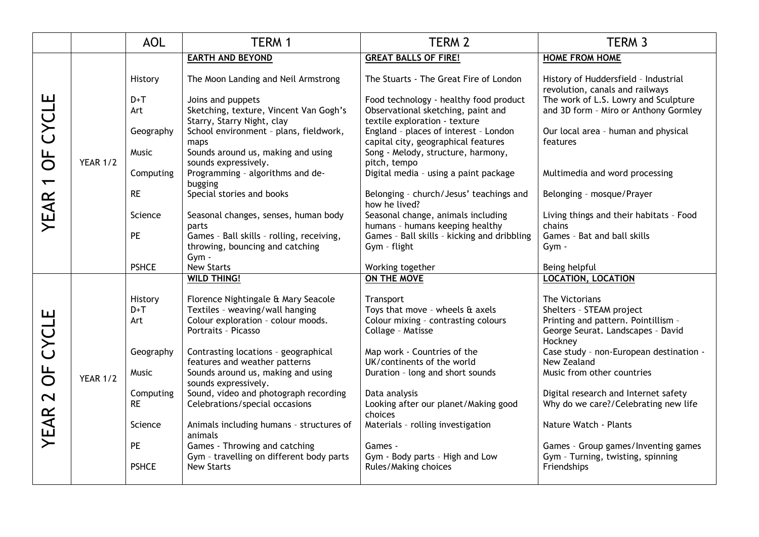| | | AOL | TERM 1 | TERM 2 | TERM 3 |
|---|---|---|---|---|---|
| YEAR 1 OF CYCLE | YEAR 1/2 | | **EARTH AND BEYOND** | **GREAT BALLS OF FIRE!** | **HOME FROM HOME** |
| | | History | The Moon Landing and Neil Armstrong | The Stuarts - The Great Fire of London | History of Huddersfield – Industrial revolution, canals and railways |
| | | D+T | Joins and puppets | Food technology - healthy food product | The work of L.S. Lowry and Sculpture and 3D form – Miro or Anthony Gormley |
| | | Art | Sketching, texture, Vincent Van Gogh's Starry, Starry Night, clay | Observational sketching, paint and textile exploration - texture | |
| | | Geography | School environment – plans, fieldwork, maps | England – places of interest – London capital city, geographical features | Our local area – human and physical features |
| | | Music | Sounds around us, making and using sounds expressively. | Song - Melody, structure, harmony, pitch, tempo | |
| | | Computing | Programming – algorithms and de-bugging | Digital media - using a paint package | Multimedia and word processing |
| | | RE | Special stories and books | Belonging - church/Jesus' teachings and how he lived? | Belonging - mosque/Prayer |
| | | Science | Seasonal changes, senses, human body parts | Seasonal change, animals including humans – humans keeping healthy | Living things and their habitats – Food chains |
| | | PE | Games – Ball skills - rolling, receiving, throwing, bouncing and catching Gym - | Games – Ball skills - kicking and dribbling Gym – flight | Games – Bat and ball skills Gym - |
| | | PSHCE | New Starts | Working together | Being helpful |
| YEAR 2 OF CYCLE | YEAR 1/2 | | **WILD THING!** | **ON THE MOVE** | **LOCATION, LOCATION** |
| | | History | Florence Nightingale & Mary Seacole | Transport | The Victorians |
| | | D+T | Textiles – weaving/wall hanging | Toys that move – wheels & axels | Shelters – STEAM project |
| | | Art | Colour exploration – colour moods. Portraits – Picasso | Colour mixing – contrasting colours Collage - Matisse | Printing and pattern. Pointillism – George Seurat. Landscapes - David Hockney |
| | | Geography | Contrasting locations – geographical features and weather patterns | Map work - Countries of the UK/continents of the world | Case study – non-European destination - New Zealand |
| | | Music | Sounds around us, making and using sounds expressively. | Duration – long and short sounds | Music from other countries |
| | | Computing | Sound, video and photograph recording | Data analysis | Digital research and Internet safety |
| | | RE | Celebrations/special occasions | Looking after our planet/Making good choices | Why do we care?/Celebrating new life |
| | | Science | Animals including humans – structures of animals | Materials – rolling investigation | Nature Watch - Plants |
| | | PE | Games - Throwing and catching Gym – travelling on different body parts | Games - Gym - Body parts – High and Low | Games – Group games/Inventing games Gym – Turning, twisting, spinning |
| | | PSHCE | New Starts | Rules/Making choices | Friendships |